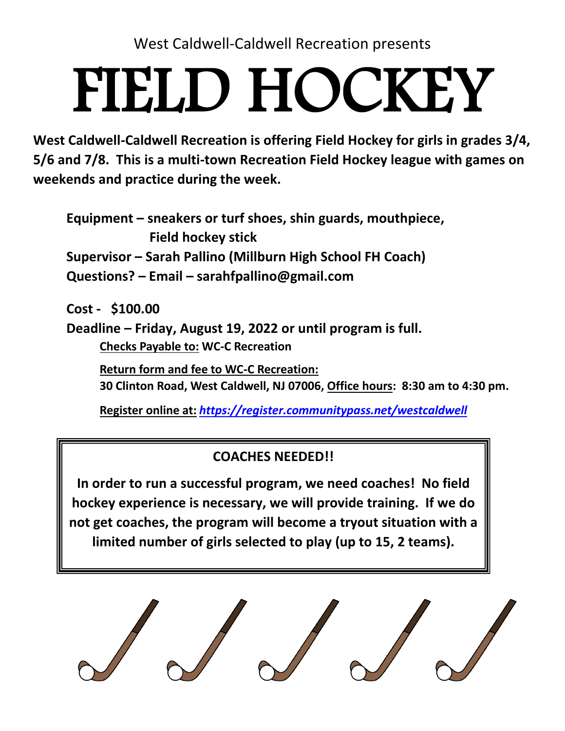West Caldwell-Caldwell Recreation presents

# FIELD HOCKEY

**West Caldwell-Caldwell Recreation is offering Field Hockey for girls in grades 3/4, 5/6 and 7/8. This is a multi-town Recreation Field Hockey league with games on weekends and practice during the week.**

**Equipment – sneakers or turf shoes, shin guards, mouthpiece, Field hockey stick**

**Supervisor – Sarah Pallino (Millburn High School FH Coach)**

**Questions? – Email – sarahfpallino@gmail.com**

**Cost - $100.00**

**Deadline – Friday, August 19, 2022 or until program is full.**

**Checks Payable to: WC-C Recreation**

**Return form and fee to WC-C Recreation:**
**30 Clinton Road, West Caldwell, NJ 07006, Office hours: 8:30 am to 4:30 pm.**

**Register online at:** ***https://register.communitypass.net/westcaldwell***

**COACHES NEEDED!!**

**In order to run a successful program, we need coaches! No field hockey experience is necessary, we will provide training. If we do not get coaches, the program will become a tryout situation with a limited number of girls selected to play (up to 15, 2 teams).**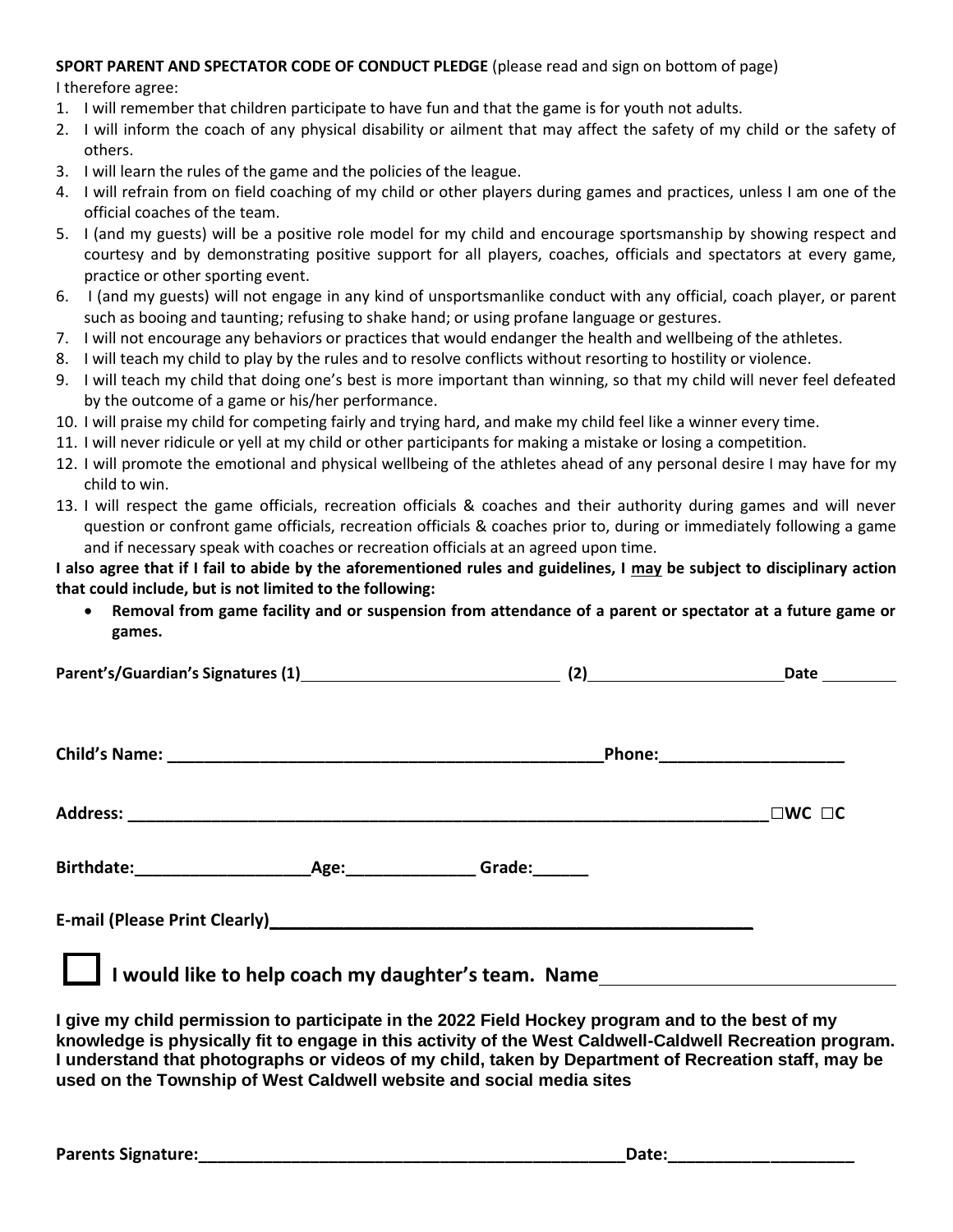**SPORT PARENT AND SPECTATOR CODE OF CONDUCT PLEDGE** (please read and sign on bottom of page)

I therefore agree:

1. I will remember that children participate to have fun and that the game is for youth not adults.
2. I will inform the coach of any physical disability or ailment that may affect the safety of my child or the safety of others.
3. I will learn the rules of the game and the policies of the league.
4. I will refrain from on field coaching of my child or other players during games and practices, unless I am one of the official coaches of the team.
5. I (and my guests) will be a positive role model for my child and encourage sportsmanship by showing respect and courtesy and by demonstrating positive support for all players, coaches, officials and spectators at every game, practice or other sporting event.
6. I (and my guests) will not engage in any kind of unsportsmanlike conduct with any official, coach player, or parent such as booing and taunting; refusing to shake hand; or using profane language or gestures.
7. I will not encourage any behaviors or practices that would endanger the health and wellbeing of the athletes.
8. I will teach my child to play by the rules and to resolve conflicts without resorting to hostility or violence.
9. I will teach my child that doing one's best is more important than winning, so that my child will never feel defeated by the outcome of a game or his/her performance.
10. I will praise my child for competing fairly and trying hard, and make my child feel like a winner every time.
11. I will never ridicule or yell at my child or other participants for making a mistake or losing a competition.
12. I will promote the emotional and physical wellbeing of the athletes ahead of any personal desire I may have for my child to win.
13. I will respect the game officials, recreation officials & coaches and their authority during games and will never question or confront game officials, recreation officials & coaches prior to, during or immediately following a game and if necessary speak with coaches or recreation officials at an agreed upon time.

**I also agree that if I fail to abide by the aforementioned rules and guidelines, I <u>may</u> be subject to disciplinary action that could include, but is not limited to the following:**

- **Removal from game facility and or suspension from attendance of a parent or spectator at a future game or games.**

**Parent's/Guardian's Signatures (1)**\_\_\_\_\_\_\_\_\_\_\_\_\_\_\_\_\_\_\_\_\_\_\_\_\_\_\_\_ **(2)**\_\_\_\_\_\_\_\_\_\_\_\_\_\_\_\_\_\_\_\_\_\_ **Date** \_\_\_\_\_\_\_\_

**Child's Name:** \_\_\_\_\_\_\_\_\_\_\_\_\_\_\_\_\_\_\_\_\_\_\_\_\_\_\_\_\_\_\_\_\_\_\_\_\_\_\_\_\_\_\_\_\_\_\_\_ **Phone:**\_\_\_\_\_\_\_\_\_\_\_\_\_\_\_\_\_\_\_\_

**Address:** \_\_\_\_\_\_\_\_\_\_\_\_\_\_\_\_\_\_\_\_\_\_\_\_\_\_\_\_\_\_\_\_\_\_\_\_\_\_\_\_\_\_\_\_\_\_\_\_\_\_\_\_\_\_\_\_\_\_\_\_\_\_\_\_\_\_\_\_\_\_ ☐**WC** ☐**C**

**Birthdate:**\_\_\_\_\_\_\_\_\_\_\_\_\_\_\_\_\_\_\_ **Age:**\_\_\_\_\_\_\_\_\_\_\_\_\_\_ **Grade:**\_\_\_\_\_\_

**E-mail (Please Print Clearly)**\_\_\_\_\_\_\_\_\_\_\_\_\_\_\_\_\_\_\_\_\_\_\_\_\_\_\_\_\_\_\_\_\_\_\_\_\_\_\_\_\_\_\_\_\_\_\_\_\_\_\_\_

☐ **I would like to help coach my daughter's team. Name**\_\_\_\_\_\_\_\_\_\_\_\_\_\_\_\_\_\_\_\_\_\_\_\_\_\_\_\_

**I give my child permission to participate in the 2022 Field Hockey program and to the best of my knowledge is physically fit to engage in this activity of the West Caldwell-Caldwell Recreation program. I understand that photographs or videos of my child, taken by Department of Recreation staff, may be used on the Township of West Caldwell website and social media sites**

**Parents Signature:**\_\_\_\_\_\_\_\_\_\_\_\_\_\_\_\_\_\_\_\_\_\_\_\_\_\_\_\_\_\_\_\_\_\_\_\_\_\_\_\_\_\_\_\_\_\_\_\_ **Date:**\_\_\_\_\_\_\_\_\_\_\_\_\_\_\_\_\_\_\_\_